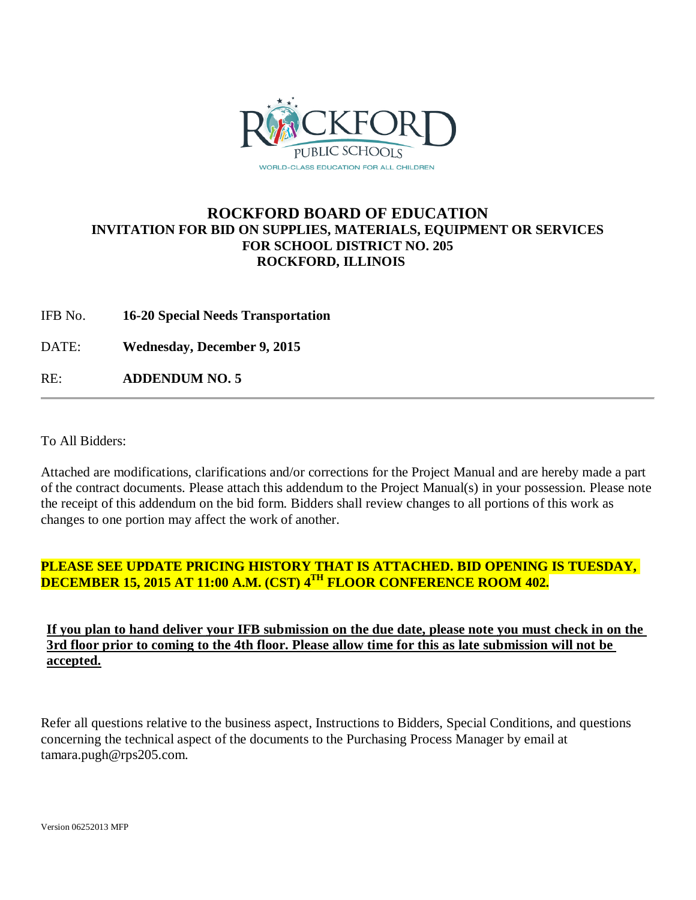ROCKFORD PUBLIC SCHOOLS

WORLD-CLASS EDUCATION FOR ALL CHILDREN

# ROCKFORD BOARD OF EDUCATION
## INVITATION FOR BID ON SUPPLIES, MATERIALS, EQUIPMENT OR SERVICES FOR SCHOOL DISTRICT NO. 205 ROCKFORD, ILLINOIS

IFB No. **16-20 Special Needs Transportation**

DATE: **Wednesday, December 9, 2015**

RE: **ADDENDUM NO. 5**

---

To All Bidders:

Attached are modifications, clarifications and/or corrections for the Project Manual and are hereby made a part of the contract documents. Please attach this addendum to the Project Manual(s) in your possession. Please note the receipt of this addendum on the bid form. Bidders shall review changes to all portions of this work as changes to one portion may affect the work of another.

**PLEASE SEE UPDATE PRICING HISTORY THAT IS ATTACHED. BID OPENING IS TUESDAY, DECEMBER 15, 2015 AT 11:00 A.M. (CST) 4TH FLOOR CONFERENCE ROOM 402.**

**If you plan to hand deliver your IFB submission on the due date, please note you must check in on the 3rd floor prior to coming to the 4th floor. Please allow time for this as late submission will not be accepted.**

Refer all questions relative to the business aspect, Instructions to Bidders, Special Conditions, and questions concerning the technical aspect of the documents to the Purchasing Process Manager by email at tamara.pugh@rps205.com.

Version 06252013 MFP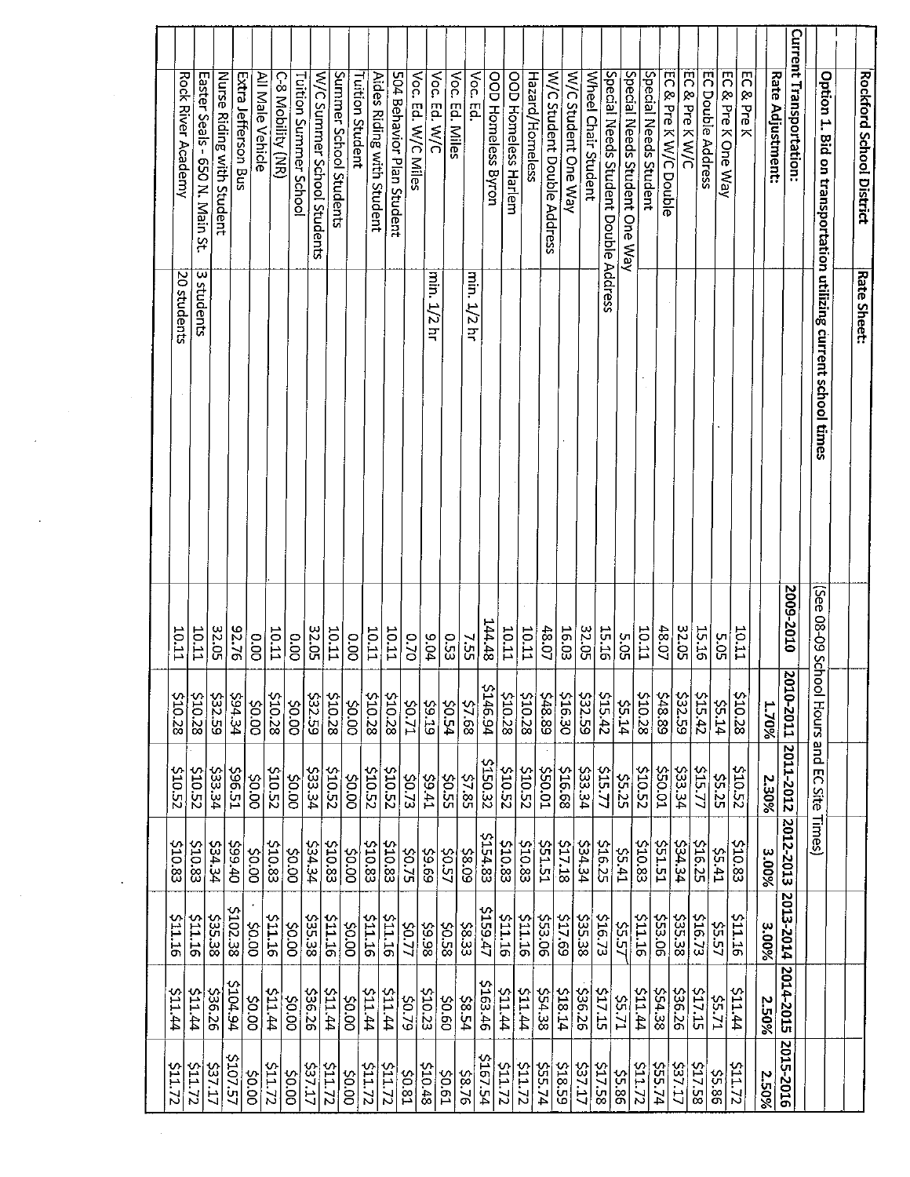| Rockford School District | Rate Sheet: | | | | | | |
|---|---|---|---|---|---|---|---|
| | | | | | | | |
| Option 1. Bid on transportation utilizing current school times | | (See 08-09 School Hours and EC Site Times) | | | | | |
| Current Transportation: | | 2009-2010 | 2010-2011 | 2011-2012 | 2012-2013 | 2013-2014 | 2014-2015 | 2015-2016 |
| Rate Adjustment: | | | 1.70% | 2.30% | 3.00% | 3.00% | 2.50% | 2.50% |
| EC & Pre K | | 10.11 | $10.28 | $10.52 | $10.83 | $11.16 | $11.44 | $11.72 |
| EC & Pre K One Way | | 5.05 | $5.14 | $5.25 | $5.41 | $5.57 | $5.71 | $5.86 |
| EC Double Address | | 15.16 | $15.42 | $15.77 | $16.25 | $16.73 | $17.15 | $17.58 |
| EC & Pre K W/C | | 32.05 | $32.59 | $33.34 | $34.34 | $35.38 | $36.26 | $37.17 |
| EC & Pre K W/C Double | | 48.07 | $48.89 | $50.01 | $51.51 | $53.06 | $54.38 | $55.74 |
| Special Needs Student | | 10.11 | $10.28 | $10.52 | $10.83 | $11.16 | $11.44 | $11.72 |
| Special Needs Student One Way | | 5.05 | $5.14 | $5.25 | $5.41 | $5.57 | $5.71 | $5.86 |
| Special Needs Student Double Address | | 15.16 | $15.42 | $15.77 | $16.25 | $16.73 | $17.15 | $17.58 |
| Wheel Chair Student | | 32.05 | $32.59 | $33.34 | $34.34 | $35.38 | $36.26 | $37.17 |
| W/C Student One Way | | 16.03 | $16.30 | $16.68 | $17.18 | $17.69 | $18.14 | $18.59 |
| W/C Student Double Address | | 48.07 | $48.89 | $50.01 | $51.51 | $53.06 | $54.38 | $55.74 |
| Hazard/Homeless | | 10.11 | $10.28 | $10.52 | $10.83 | $11.16 | $11.44 | $11.72 |
| OOD Homeless Harlem | | 10.11 | $10.28 | $10.52 | $10.83 | $11.16 | $11.44 | $11.72 |
| OOD Homeless Byron | | 144.48 | $146.94 | $150.32 | $154.83 | $159.47 | $163.46 | $167.54 |
| Voc. Ed. | min. 1/2 hr | 7.55 | $7.68 | $7.85 | $8.09 | $8.33 | $8.54 | $8.76 |
| Voc. Ed. Miles | | 0.53 | $0.54 | $0.55 | $0.57 | $0.58 | $0.60 | $0.61 |
| Voc. Ed. W/C | min. 1/2 hr | 9.04 | $9.19 | $9.41 | $9.69 | $9.98 | $10.23 | $10.48 |
| Voc. Ed. W/C Miles | | 0.70 | $0.71 | $0.73 | $0.75 | $0.77 | $0.79 | $0.81 |
| 504 Behavior Plan Student | | 10.11 | $10.28 | $10.52 | $10.83 | $11.16 | $11.44 | $11.72 |
| Aides Riding with Student | | 10.11 | $10.28 | $10.52 | $10.83 | $11.16 | $11.44 | $11.72 |
| Tuition Student | | 0.00 | $0.00 | $0.00 | $0.00 | $0.00 | $0.00 | $0.00 |
| Summer School Students | | 10.11 | $10.28 | $10.52 | $10.83 | $11.16 | $11.44 | $11.72 |
| W/C Summer School Students | | 32.05 | $32.59 | $33.34 | $34.34 | $35.38 | $36.26 | $37.17 |
| Tuition Summer School | | 0.00 | $0.00 | $0.00 | $0.00 | $0.00 | $0.00 | $0.00 |
| C-8 Mobility (NR) | | 10.11 | $10.28 | $10.52 | $10.83 | $11.16 | $11.44 | $11.72 |
| All Male Vehicle | | 0.00 | $0.00 | $0.00 | $0.00 | $0.00 | $0.00 | $0.00 |
| Extra Jefferson Bus | | 92.76 | $94.34 | $96.51 | $99.40 | $102.38 | $104.94 | $107.57 |
| Nurse Riding with Student | | 32.05 | $32.59 | $33.34 | $34.34 | $35.38 | $36.26 | $37.17 |
| Easter Seals - 650 N. Main St. | 3 students | 10.11 | $10.28 | $10.52 | $10.83 | $11.16 | $11.44 | $11.72 |
| Rock River Academy | 20 students | 10.11 | $10.28 | $10.52 | $10.83 | $11.16 | $11.44 | $11.72 |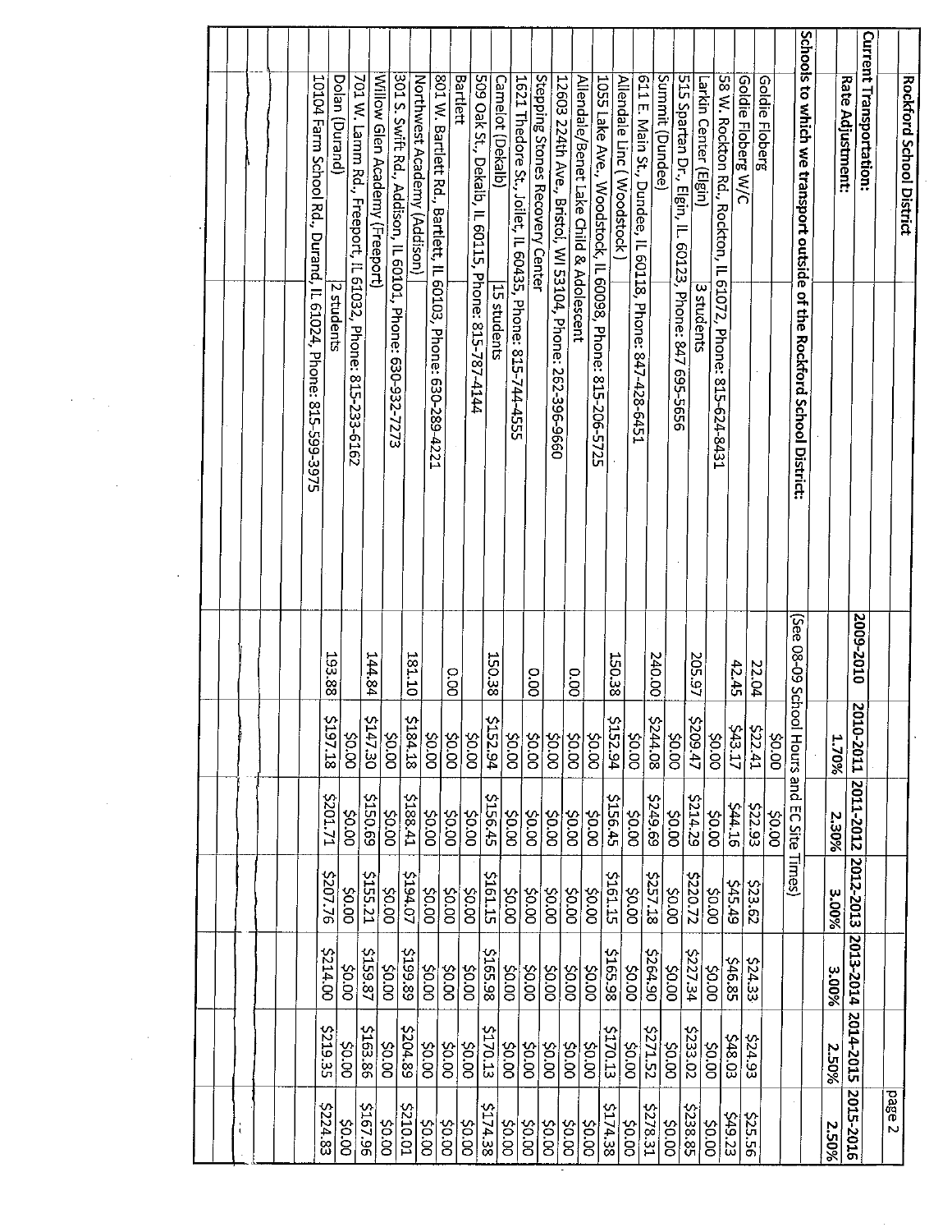## Rockford School District

| | 2009-2010 | 2010-2011 | 2011-2012 | 2012-2013 | 2013-2014 | 2014-2015 | 2015-2016 |
|---|---|---|---|---|---|---|---|
| **Current Transportation:** | | | | | | | |
| **Rate Adjustment:** | | 1.70% | 2.30% | 3.00% | 3.00% | 2.50% | 2.50% |
| **Schools to which we transport outside of the Rockford School District:** | (See 08-09 School Hours and EC Site Times) | | | | | | |
| Goldie Floberg | | $0.00 | | | | | |
| Goldie Floberg W/C | 22.04 | $22.41 | $22.93 | $23.62 | $24.33 | $24.93 | $25.56 |
| 58 W. Rockton Rd., Rockton, IL 61072, Phone: 815-624-8431 | 42.45 | $43.17 | $44.16 | $45.49 | $46.85 | $48.03 | $49.23 |
| Larkin Center (Elgin) 3 students | | $0.00 | $0.00 | $0.00 | $0.00 | $0.00 | $0.00 |
| 515 Spartan Dr., Elgin, IL 60123, Phone: 847 695-5656 | 205.97 | $209.47 | $214.29 | $220.72 | $227.34 | $233.02 | $238.85 |
| Summit (Dundee) | | $0.00 | $0.00 | $0.00 | $0.00 | $0.00 | $0.00 |
| 611 E. Main St., Dundee, IL 60118, Phone: 847-428-6451 | 240.00 | $244.08 | $249.69 | $257.18 | $264.90 | $271.52 | $278.31 |
| Allendale Linc (Woodstock) | | $0.00 | $0.00 | $0.00 | $0.00 | $0.00 | $0.00 |
| 1055 Lake Ave., Woodstock, IL 60098, Phone: 815-206-5725 | 150.38 | $152.94 | $156.45 | $161.15 | $165.98 | $170.13 | $174.38 |
| Allendale/Benet Lake Child & Adolescent | | $0.00 | $0.00 | $0.00 | $0.00 | $0.00 | $0.00 |
| 12603 224th Ave., Bristol, WI 53104, Phone: 262-396-9660 | 0.00 | $0.00 | $0.00 | $0.00 | $0.00 | $0.00 | $0.00 |
| Stepping Stones Recovery Center | | $0.00 | $0.00 | $0.00 | $0.00 | $0.00 | $0.00 |
| 1621 Thedore St., Joliet, IL 60435, Phone: 815-744-4555 | 0.00 | $0.00 | $0.00 | $0.00 | $0.00 | $0.00 | $0.00 |
| Camelot (Dekalb) 15 students | | $0.00 | $0.00 | $0.00 | $0.00 | $0.00 | $0.00 |
| 509 Oak St., Dekalb, IL 60115, Phone: 815-787-4144 | 150.38 | $152.94 | $156.45 | $161.15 | $165.98 | $170.13 | $174.38 |
| Bartlett | | $0.00 | $0.00 | $0.00 | $0.00 | $0.00 | $0.00 |
| 801 W. Bartlett Rd., Bartlett, IL 60103, Phone: 630-289-4221 | 0.00 | $0.00 | $0.00 | $0.00 | $0.00 | $0.00 | $0.00 |
| Northwest Academy (Addison) | | $0.00 | $0.00 | $0.00 | $0.00 | $0.00 | $0.00 |
| 301 S. Swift Rd., Addison, IL 60101, Phone: 630-932-7273 | 181.10 | $184.18 | $188.41 | $194.07 | $199.89 | $204.89 | $210.01 |
| Willow Glen Academy (Freeport) | | $0.00 | $0.00 | $0.00 | $0.00 | $0.00 | $0.00 |
| 701 W. Lamm Rd., Freeport, IL 61032, Phone: 815-233-6162 | 144.84 | $147.30 | $150.69 | $155.21 | $159.87 | $163.86 | $167.96 |
| Dolan (Durand) 2 students | | $0.00 | $0.00 | $0.00 | $0.00 | $0.00 | $0.00 |
| 10104 Farm School Rd., Durand, IL 61024, Phone: 815-599-3975 | 193.88 | $197.18 | $201.71 | $207.76 | $214.00 | $219.35 | $224.83 |